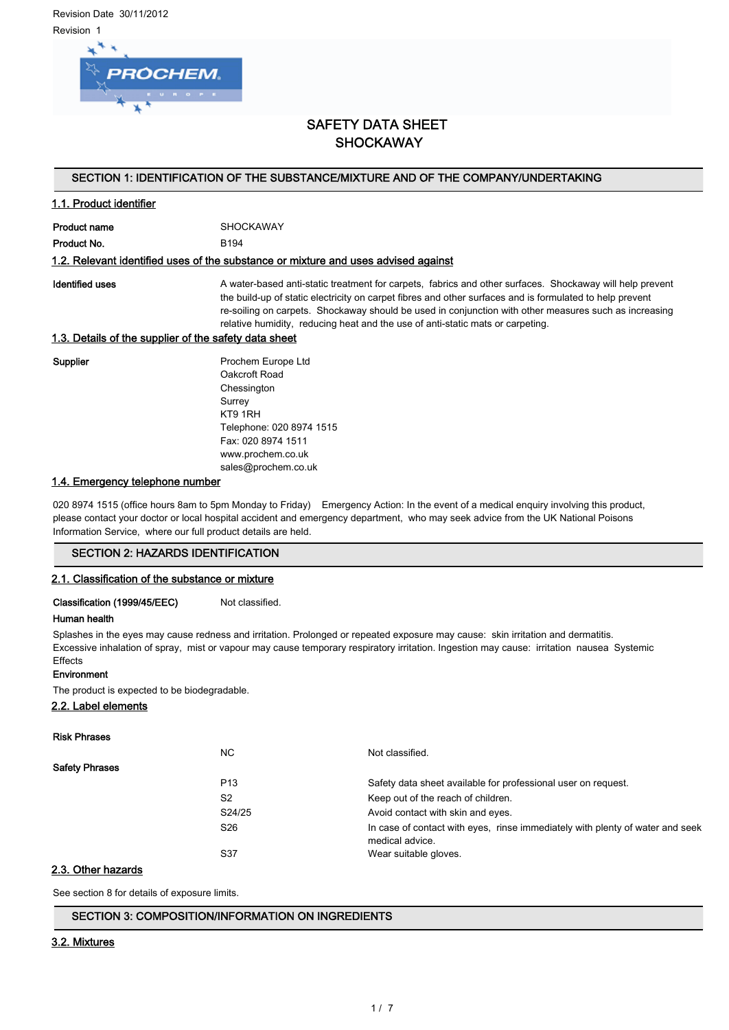Revision Date 30/11/2012

Revision 1

# SAFETY DATA SHEET
# SHOCKAWAY

## SECTION 1: IDENTIFICATION OF THE SUBSTANCE/MIXTURE AND OF THE COMPANY/UNDERTAKING

### 1.1. Product identifier

**Product name** SHOCKAWAY

**Product No.** B194

### 1.2. Relevant identified uses of the substance or mixture and uses advised against

**Identified uses** A water-based anti-static treatment for carpets, fabrics and other surfaces. Shockaway will help prevent the build-up of static electricity on carpet fibres and other surfaces and is formulated to help prevent re-soiling on carpets. Shockaway should be used in conjunction with other measures such as increasing relative humidity, reducing heat and the use of anti-static mats or carpeting.

### 1.3. Details of the supplier of the safety data sheet

**Supplier**

Prochem Europe Ltd
Oakcroft Road
Chessington
Surrey
KT9 1RH
Telephone: 020 8974 1515
Fax: 020 8974 1511
www.prochem.co.uk
sales@prochem.co.uk

### 1.4. Emergency telephone number

020 8974 1515 (office hours 8am to 5pm Monday to Friday) Emergency Action: In the event of a medical enquiry involving this product, please contact your doctor or local hospital accident and emergency department, who may seek advice from the UK National Poisons Information Service, where our full product details are held.

## SECTION 2: HAZARDS IDENTIFICATION

### 2.1. Classification of the substance or mixture

**Classification (1999/45/EEC)** Not classified.

**Human health**

Splashes in the eyes may cause redness and irritation. Prolonged or repeated exposure may cause: skin irritation and dermatitis. Excessive inhalation of spray, mist or vapour may cause temporary respiratory irritation. Ingestion may cause: irritation nausea Systemic Effects

**Environment**

The product is expected to be biodegradable.

### 2.2. Label elements

**Risk Phrases**

| | | |
|---|---|---|
| | NC | Not classified. |

**Safety Phrases**

| | | |
|---|---|---|
| | P13 | Safety data sheet available for professional user on request. |
| | S2 | Keep out of the reach of children. |
| | S24/25 | Avoid contact with skin and eyes. |
| | S26 | In case of contact with eyes, rinse immediately with plenty of water and seek medical advice. |
| | S37 | Wear suitable gloves. |

### 2.3. Other hazards

See section 8 for details of exposure limits.

## SECTION 3: COMPOSITION/INFORMATION ON INGREDIENTS

### 3.2. Mixtures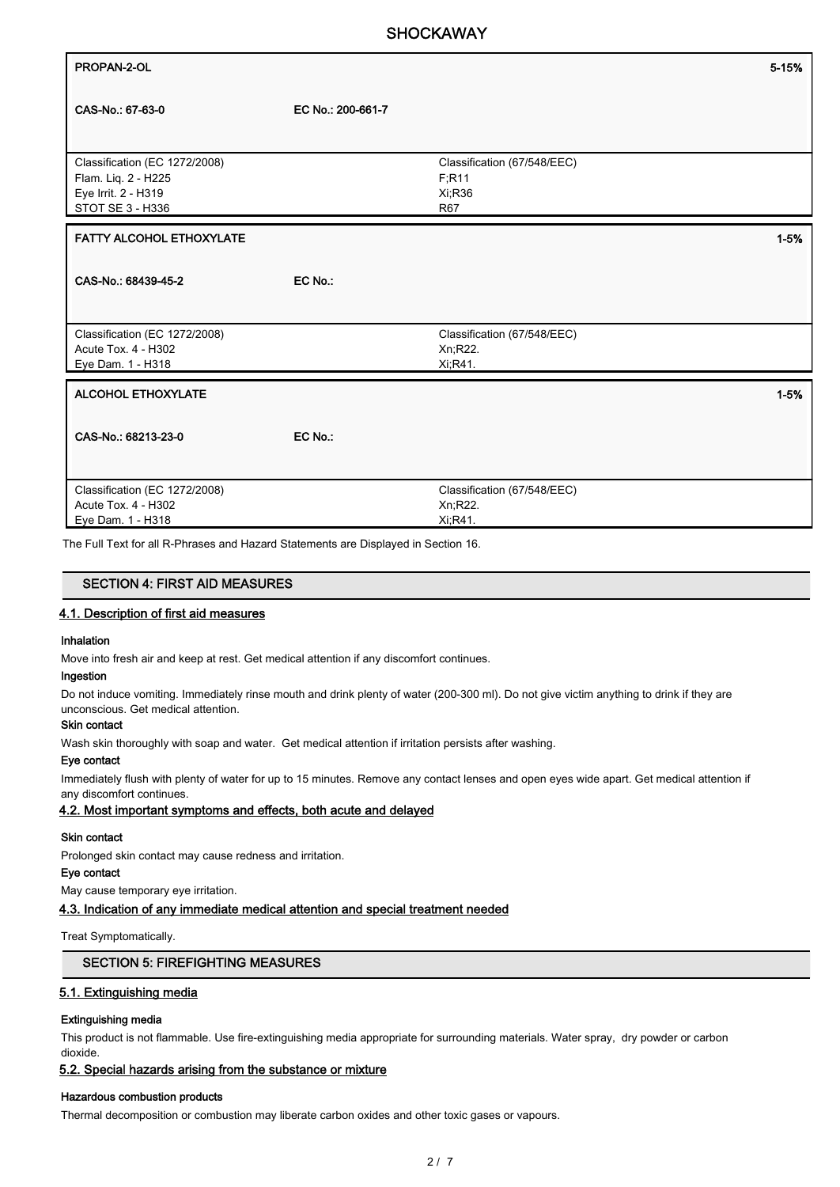| PROPAN-2-OL | | 5-15% |
|---|---|---|
| CAS-No.: 67-63-0 | EC No.: 200-661-7 | |
| Classification (EC 1272/2008)<br>Flam. Liq. 2 - H225<br>Eye Irrit. 2 - H319<br>STOT SE 3 - H336 | Classification (67/548/EEC)<br>F;R11<br>Xi;R36<br>R67 | |

| FATTY ALCOHOL ETHOXYLATE | | 1-5% |
|---|---|---|
| CAS-No.: 68439-45-2 | EC No.: | |
| Classification (EC 1272/2008)<br>Acute Tox. 4 - H302<br>Eye Dam. 1 - H318 | Classification (67/548/EEC)<br>Xn;R22.<br>Xi;R41. | |

| ALCOHOL ETHOXYLATE | | 1-5% |
|---|---|---|
| CAS-No.: 68213-23-0 | EC No.: | |
| Classification (EC 1272/2008)<br>Acute Tox. 4 - H302<br>Eye Dam. 1 - H318 | Classification (67/548/EEC)<br>Xn;R22.<br>Xi;R41. | |

The Full Text for all R-Phrases and Hazard Statements are Displayed in Section 16.

## SECTION 4: FIRST AID MEASURES

### 4.1. Description of first aid measures

**Inhalation**

Move into fresh air and keep at rest. Get medical attention if any discomfort continues.

**Ingestion**

Do not induce vomiting. Immediately rinse mouth and drink plenty of water (200-300 ml). Do not give victim anything to drink if they are unconscious. Get medical attention.

**Skin contact**

Wash skin thoroughly with soap and water. Get medical attention if irritation persists after washing.

**Eye contact**

Immediately flush with plenty of water for up to 15 minutes. Remove any contact lenses and open eyes wide apart. Get medical attention if any discomfort continues.

### 4.2. Most important symptoms and effects, both acute and delayed

**Skin contact**

Prolonged skin contact may cause redness and irritation.

**Eye contact**

May cause temporary eye irritation.

### 4.3. Indication of any immediate medical attention and special treatment needed

Treat Symptomatically.

## SECTION 5: FIREFIGHTING MEASURES

### 5.1. Extinguishing media

**Extinguishing media**

This product is not flammable. Use fire-extinguishing media appropriate for surrounding materials. Water spray, dry powder or carbon dioxide.

### 5.2. Special hazards arising from the substance or mixture

**Hazardous combustion products**

Thermal decomposition or combustion may liberate carbon oxides and other toxic gases or vapours.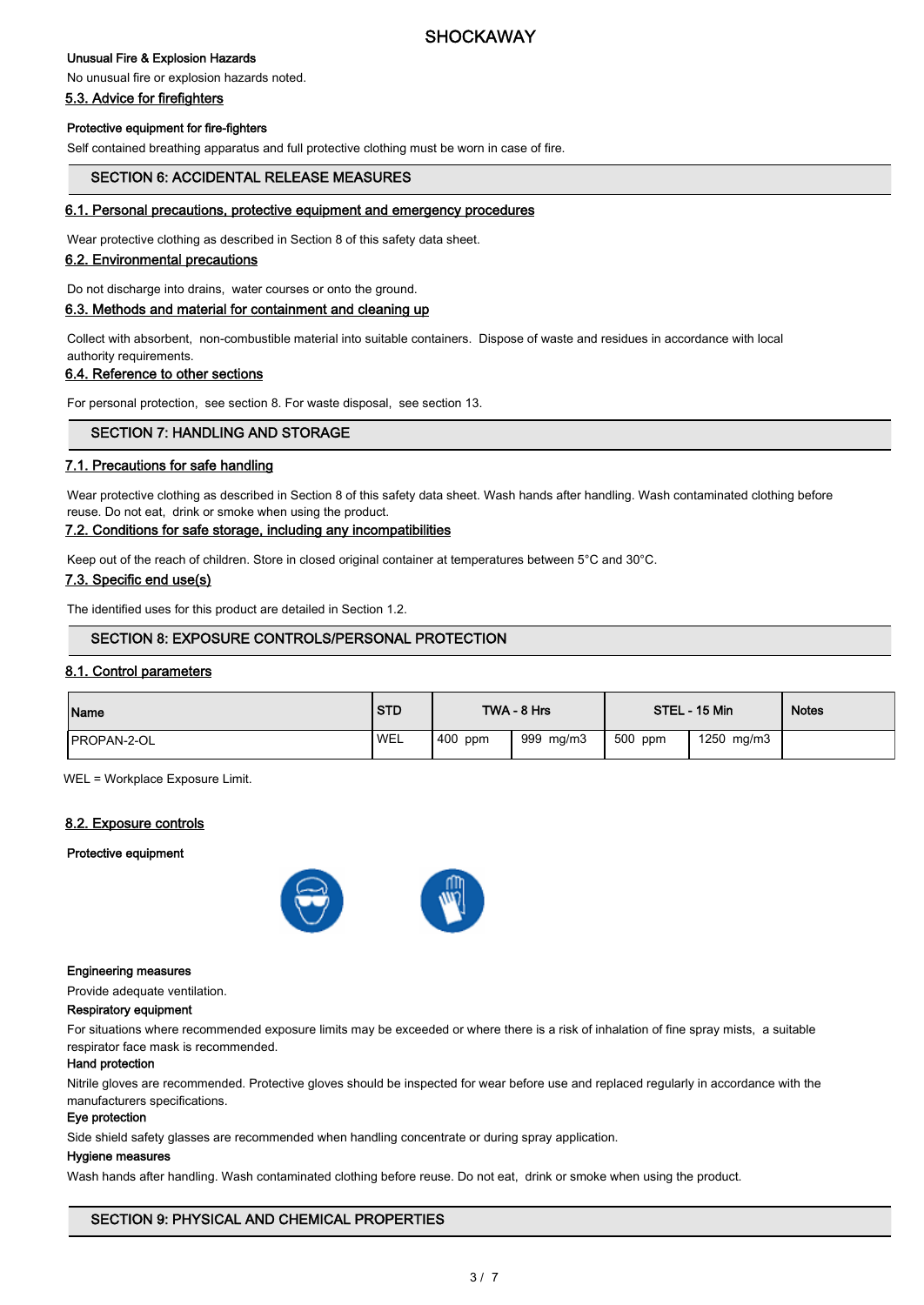#### Unusual Fire & Explosion Hazards

No unusual fire or explosion hazards noted.

### 5.3. Advice for firefighters

#### Protective equipment for fire-fighters

Self contained breathing apparatus and full protective clothing must be worn in case of fire.

## SECTION 6: ACCIDENTAL RELEASE MEASURES

### 6.1. Personal precautions, protective equipment and emergency procedures

Wear protective clothing as described in Section 8 of this safety data sheet.

### 6.2. Environmental precautions

Do not discharge into drains, water courses or onto the ground.

### 6.3. Methods and material for containment and cleaning up

Collect with absorbent, non-combustible material into suitable containers. Dispose of waste and residues in accordance with local authority requirements.

### 6.4. Reference to other sections

For personal protection, see section 8. For waste disposal, see section 13.

## SECTION 7: HANDLING AND STORAGE

### 7.1. Precautions for safe handling

Wear protective clothing as described in Section 8 of this safety data sheet. Wash hands after handling. Wash contaminated clothing before reuse. Do not eat, drink or smoke when using the product.

### 7.2. Conditions for safe storage, including any incompatibilities

Keep out of the reach of children. Store in closed original container at temperatures between 5°C and 30°C.

### 7.3. Specific end use(s)

The identified uses for this product are detailed in Section 1.2.

## SECTION 8: EXPOSURE CONTROLS/PERSONAL PROTECTION

### 8.1. Control parameters

| Name | STD | TWA - 8 Hrs | | STEL - 15 Min | | Notes |
|---|---|---|---|---|---|---|
| PROPAN-2-OL | WEL | 400 ppm | 999 mg/m3 | 500 ppm | 1250 mg/m3 | |

WEL = Workplace Exposure Limit.

### 8.2. Exposure controls

#### Protective equipment

#### Engineering measures

Provide adequate ventilation.

#### Respiratory equipment

For situations where recommended exposure limits may be exceeded or where there is a risk of inhalation of fine spray mists, a suitable respirator face mask is recommended.

#### Hand protection

Nitrile gloves are recommended. Protective gloves should be inspected for wear before use and replaced regularly in accordance with the manufacturers specifications.

#### Eye protection

Side shield safety glasses are recommended when handling concentrate or during spray application.

#### Hygiene measures

Wash hands after handling. Wash contaminated clothing before reuse. Do not eat, drink or smoke when using the product.

## SECTION 9: PHYSICAL AND CHEMICAL PROPERTIES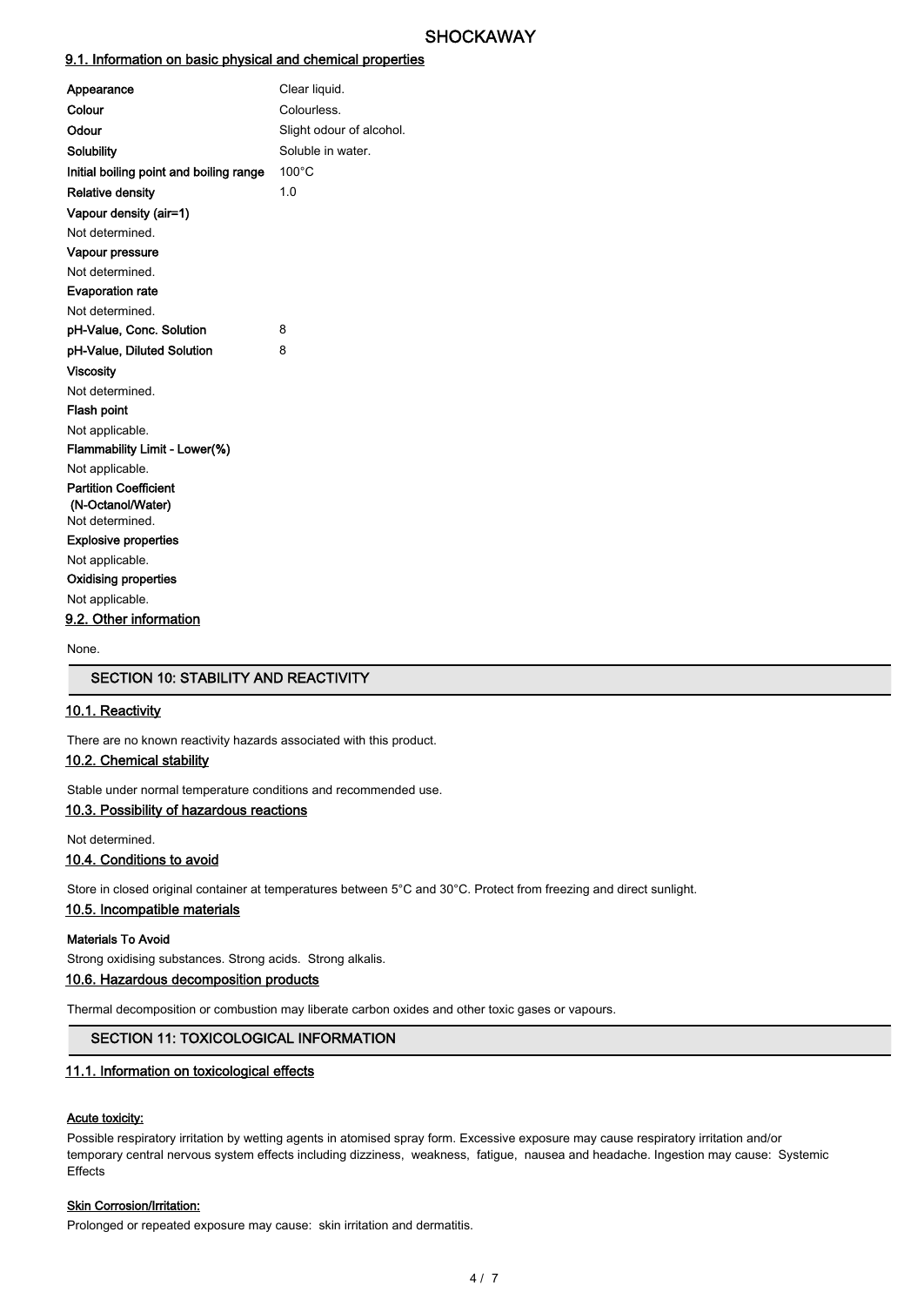### 9.1. Information on basic physical and chemical properties

| Property | Value |
|---|---|
| **Appearance** | Clear liquid. |
| **Colour** | Colourless. |
| **Odour** | Slight odour of alcohol. |
| **Solubility** | Soluble in water. |
| **Initial boiling point and boiling range** | 100°C |
| **Relative density** | 1.0 |

**Vapour density (air=1)**

Not determined.

**Vapour pressure**

Not determined.

**Evaporation rate**

Not determined.

| Property | Value |
|---|---|
| **pH-Value, Conc. Solution** | 8 |
| **pH-Value, Diluted Solution** | 8 |

**Viscosity**

Not determined.

**Flash point**

Not applicable.

**Flammability Limit - Lower(%)**

Not applicable.

**Partition Coefficient (N-Octanol/Water)**

Not determined.

**Explosive properties**

Not applicable.

**Oxidising properties**

Not applicable.

### 9.2. Other information

None.

## SECTION 10: STABILITY AND REACTIVITY

### 10.1. Reactivity

There are no known reactivity hazards associated with this product.

### 10.2. Chemical stability

Stable under normal temperature conditions and recommended use.

### 10.3. Possibility of hazardous reactions

Not determined.

### 10.4. Conditions to avoid

Store in closed original container at temperatures between 5°C and 30°C. Protect from freezing and direct sunlight.

### 10.5. Incompatible materials

**Materials To Avoid**

Strong oxidising substances. Strong acids. Strong alkalis.

### 10.6. Hazardous decomposition products

Thermal decomposition or combustion may liberate carbon oxides and other toxic gases or vapours.

## SECTION 11: TOXICOLOGICAL INFORMATION

### 11.1. Information on toxicological effects

**Acute toxicity:**

Possible respiratory irritation by wetting agents in atomised spray form. Excessive exposure may cause respiratory irritation and/or temporary central nervous system effects including dizziness, weakness, fatigue, nausea and headache. Ingestion may cause: Systemic Effects

**Skin Corrosion/Irritation:**

Prolonged or repeated exposure may cause: skin irritation and dermatitis.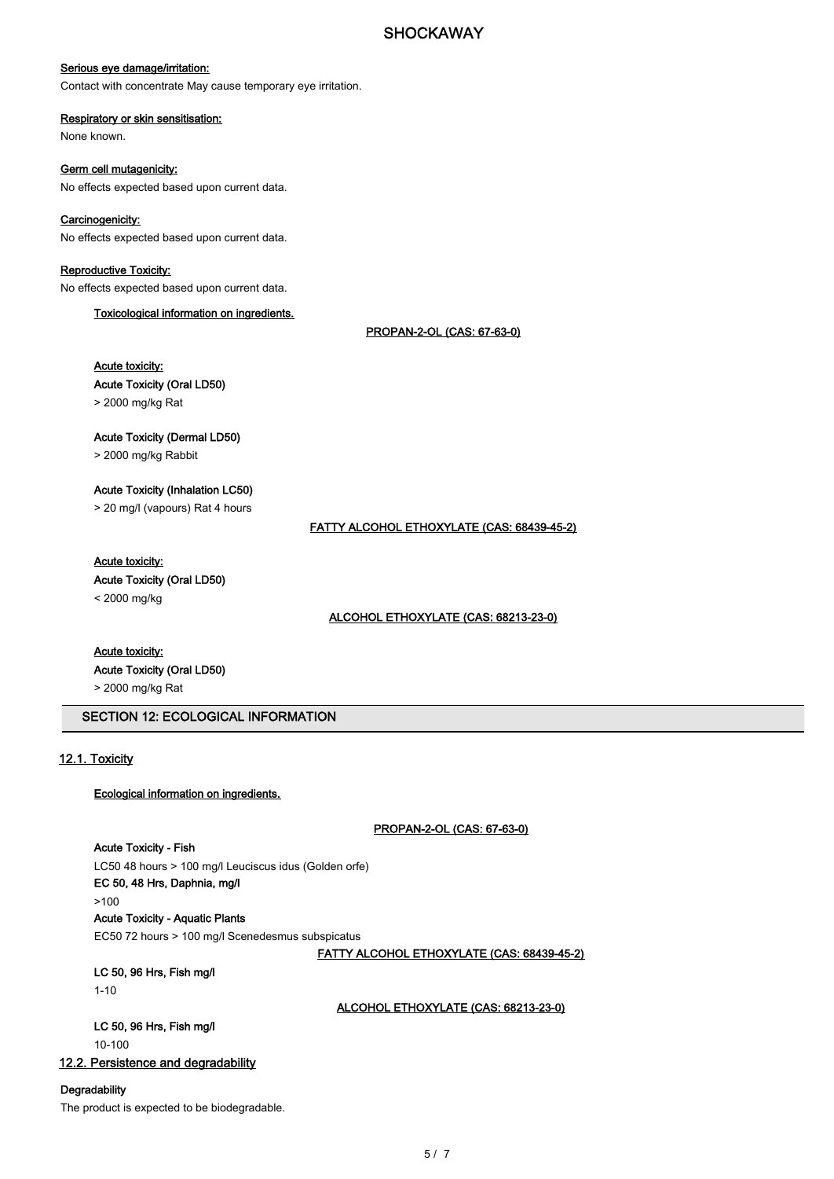**Serious eye damage/irritation:**

Contact with concentrate May cause temporary eye irritation.

**Respiratory or skin sensitisation:**

None known.

**Germ cell mutagenicity:**

No effects expected based upon current data.

**Carcinogenicity:**

No effects expected based upon current data.

**Reproductive Toxicity:**

No effects expected based upon current data.

**Toxicological information on ingredients.**

**PROPAN-2-OL (CAS: 67-63-0)**

**Acute toxicity:**

**Acute Toxicity (Oral LD50)**

> 2000 mg/kg Rat

**Acute Toxicity (Dermal LD50)**

> 2000 mg/kg Rabbit

**Acute Toxicity (Inhalation LC50)**

> 20 mg/l (vapours) Rat 4 hours

**FATTY ALCOHOL ETHOXYLATE (CAS: 68439-45-2)**

**Acute toxicity:**

**Acute Toxicity (Oral LD50)**

< 2000 mg/kg

**ALCOHOL ETHOXYLATE (CAS: 68213-23-0)**

**Acute toxicity:**

**Acute Toxicity (Oral LD50)**

> 2000 mg/kg Rat

## SECTION 12: ECOLOGICAL INFORMATION

### 12.1. Toxicity

**Ecological information on ingredients.**

**PROPAN-2-OL (CAS: 67-63-0)**

**Acute Toxicity - Fish**

LC50 48 hours > 100 mg/l Leuciscus idus (Golden orfe)

**EC 50, 48 Hrs, Daphnia, mg/l**

>100

**Acute Toxicity - Aquatic Plants**

EC50 72 hours > 100 mg/l Scenedesmus subspicatus

**FATTY ALCOHOL ETHOXYLATE (CAS: 68439-45-2)**

**LC 50, 96 Hrs, Fish mg/l**

1-10

**ALCOHOL ETHOXYLATE (CAS: 68213-23-0)**

**LC 50, 96 Hrs, Fish mg/l**

10-100

### 12.2. Persistence and degradability

**Degradability**

The product is expected to be biodegradable.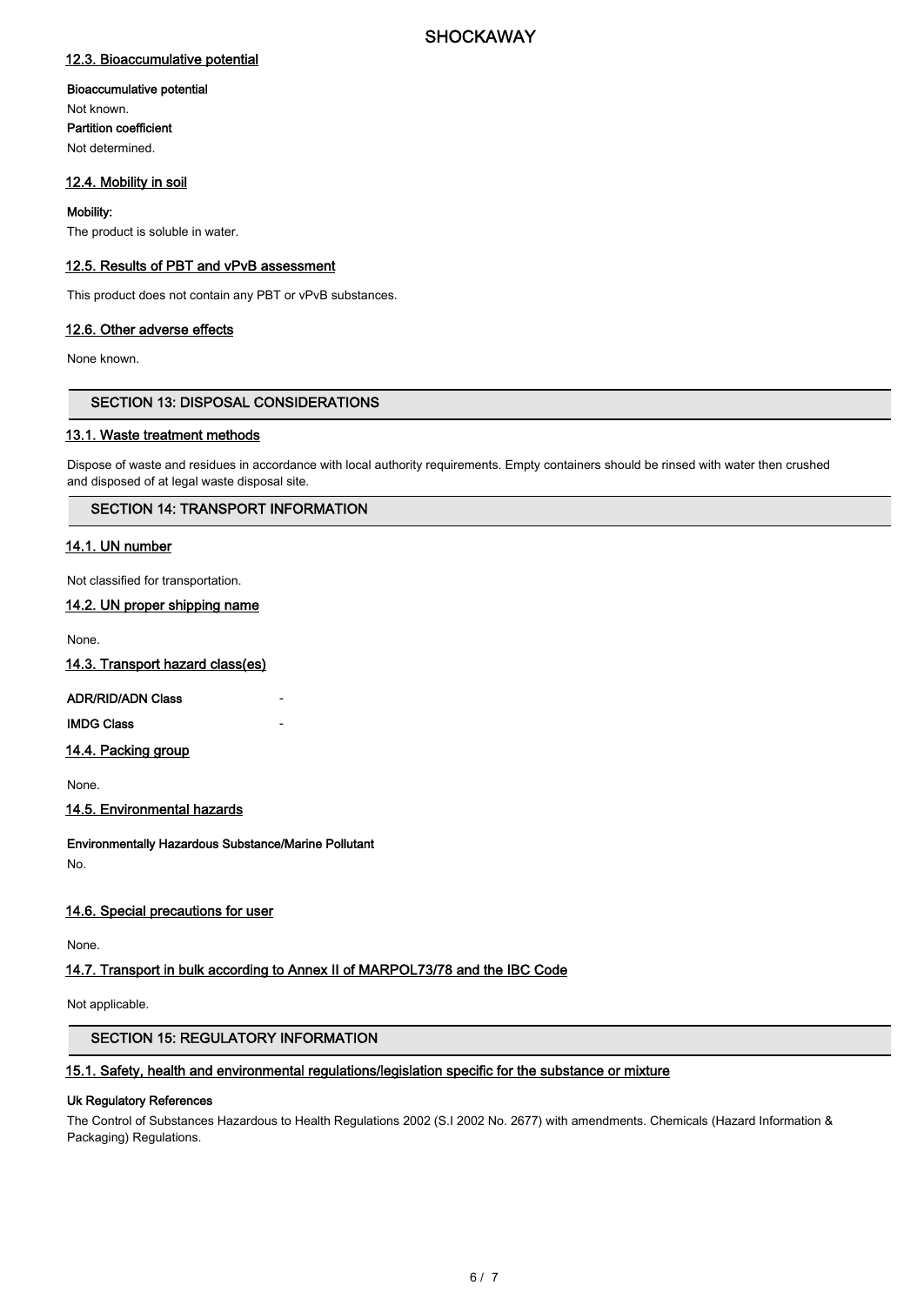### 12.3. Bioaccumulative potential

**Bioaccumulative potential**

Not known.

**Partition coefficient**

Not determined.

### 12.4. Mobility in soil

**Mobility:**

The product is soluble in water.

### 12.5. Results of PBT and vPvB assessment

This product does not contain any PBT or vPvB substances.

### 12.6. Other adverse effects

None known.

## SECTION 13: DISPOSAL CONSIDERATIONS

### 13.1. Waste treatment methods

Dispose of waste and residues in accordance with local authority requirements. Empty containers should be rinsed with water then crushed and disposed of at legal waste disposal site.

## SECTION 14: TRANSPORT INFORMATION

### 14.1. UN number

Not classified for transportation.

### 14.2. UN proper shipping name

None.

### 14.3. Transport hazard class(es)

**ADR/RID/ADN Class** -

**IMDG Class** -

### 14.4. Packing group

None.

### 14.5. Environmental hazards

**Environmentally Hazardous Substance/Marine Pollutant**

No.

### 14.6. Special precautions for user

None.

### 14.7. Transport in bulk according to Annex II of MARPOL73/78 and the IBC Code

Not applicable.

## SECTION 15: REGULATORY INFORMATION

### 15.1. Safety, health and environmental regulations/legislation specific for the substance or mixture

**Uk Regulatory References**

The Control of Substances Hazardous to Health Regulations 2002 (S.I 2002 No. 2677) with amendments. Chemicals (Hazard Information & Packaging) Regulations.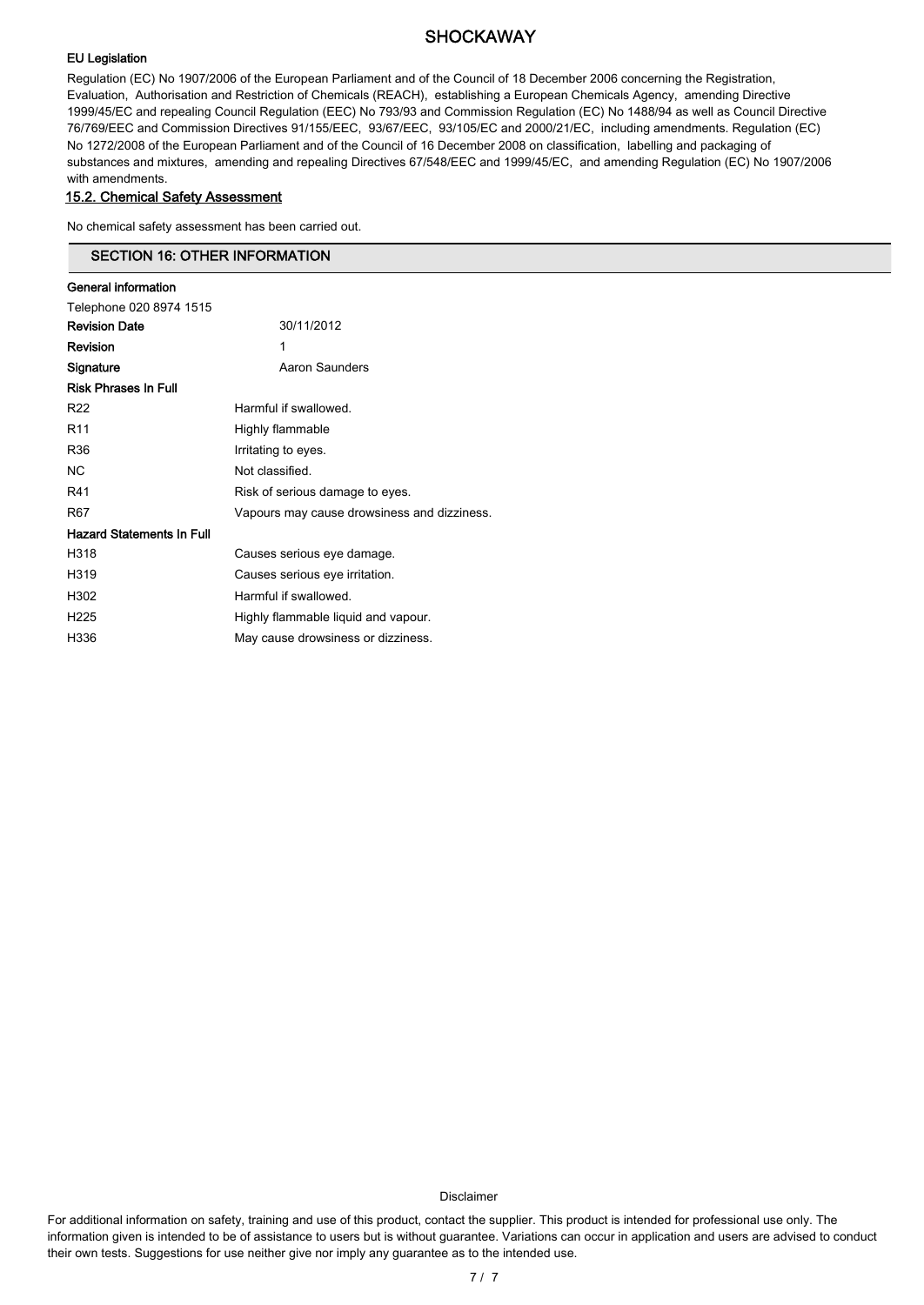**EU Legislation**

Regulation (EC) No 1907/2006 of the European Parliament and of the Council of 18 December 2006 concerning the Registration, Evaluation, Authorisation and Restriction of Chemicals (REACH), establishing a European Chemicals Agency, amending Directive 1999/45/EC and repealing Council Regulation (EEC) No 793/93 and Commission Regulation (EC) No 1488/94 as well as Council Directive 76/769/EEC and Commission Directives 91/155/EEC, 93/67/EEC, 93/105/EC and 2000/21/EC, including amendments. Regulation (EC) No 1272/2008 of the European Parliament and of the Council of 16 December 2008 on classification, labelling and packaging of substances and mixtures, amending and repealing Directives 67/548/EEC and 1999/45/EC, and amending Regulation (EC) No 1907/2006 with amendments.

### 15.2. Chemical Safety Assessment

No chemical safety assessment has been carried out.

## SECTION 16: OTHER INFORMATION

**General information**

Telephone 020 8974 1515

| | |
|---|---|
| **Revision Date** | 30/11/2012 |
| **Revision** | 1 |
| **Signature** | Aaron Saunders |

**Risk Phrases In Full**

| | |
|---|---|
| R22 | Harmful if swallowed. |
| R11 | Highly flammable |
| R36 | Irritating to eyes. |
| NC | Not classified. |
| R41 | Risk of serious damage to eyes. |
| R67 | Vapours may cause drowsiness and dizziness. |

**Hazard Statements In Full**

| | |
|---|---|
| H318 | Causes serious eye damage. |
| H319 | Causes serious eye irritation. |
| H302 | Harmful if swallowed. |
| H225 | Highly flammable liquid and vapour. |
| H336 | May cause drowsiness or dizziness. |

Disclaimer

For additional information on safety, training and use of this product, contact the supplier. This product is intended for professional use only. The information given is intended to be of assistance to users but is without guarantee. Variations can occur in application and users are advised to conduct their own tests. Suggestions for use neither give nor imply any guarantee as to the intended use.